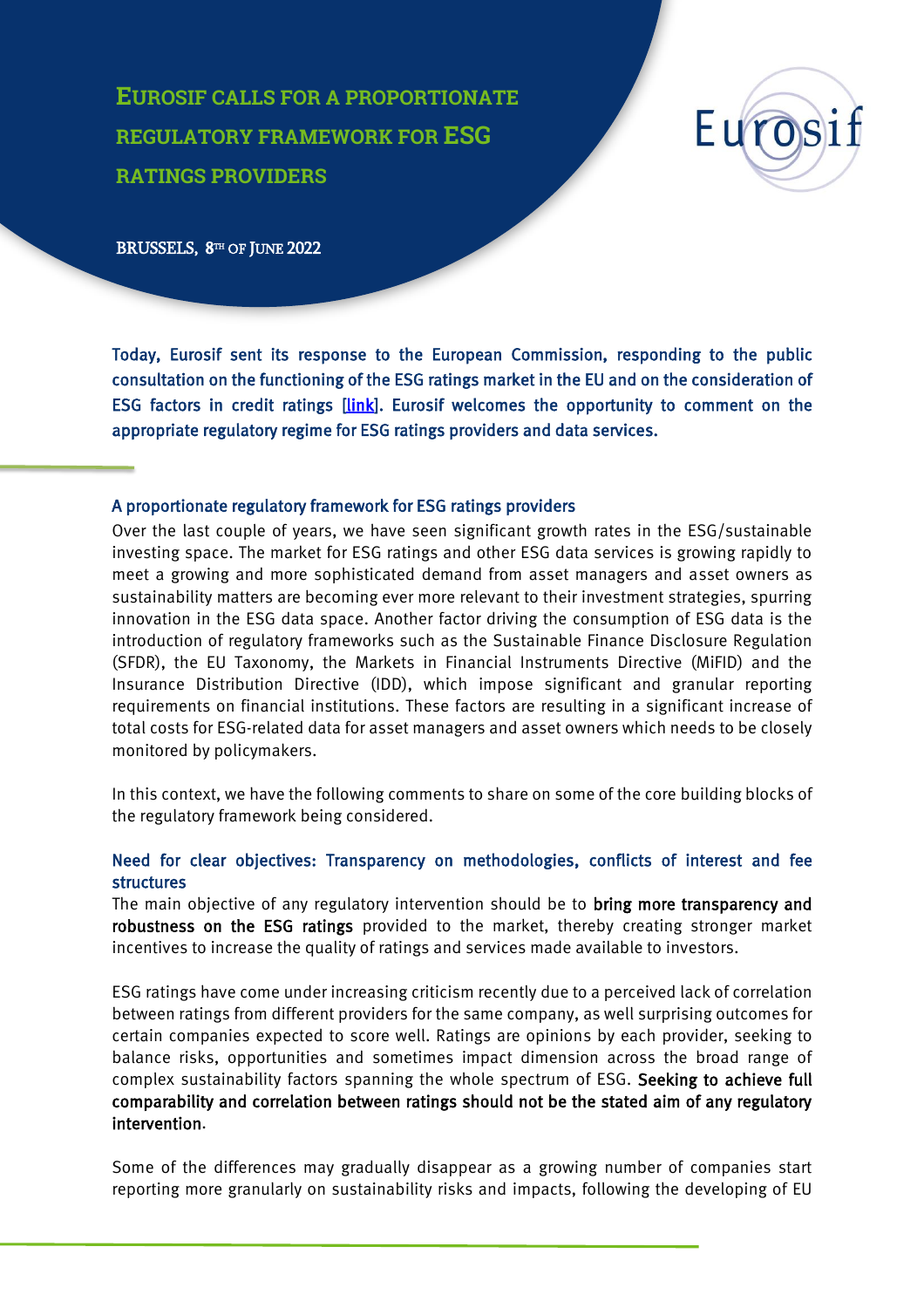# Eurosif calls for a proportionate regulatory framework for ESG ratings providers

BRUSSELS, 8TH OF JUNE 2022

**Today, Eurosif sent its response to the European Commission, responding to the public consultation on the functioning of the ESG ratings market in the EU and on the consideration of ESG factors in credit ratings [link]. Eurosif welcomes the opportunity to comment on the appropriate regulatory regime for ESG ratings providers and data services.**

## A proportionate regulatory framework for ESG ratings providers

Over the last couple of years, we have seen significant growth rates in the ESG/sustainable investing space. The market for ESG ratings and other ESG data services is growing rapidly to meet a growing and more sophisticated demand from asset managers and asset owners as sustainability matters are becoming ever more relevant to their investment strategies, spurring innovation in the ESG data space. Another factor driving the consumption of ESG data is the introduction of regulatory frameworks such as the Sustainable Finance Disclosure Regulation (SFDR), the EU Taxonomy, the Markets in Financial Instruments Directive (MiFID) and the Insurance Distribution Directive (IDD), which impose significant and granular reporting requirements on financial institutions. These factors are resulting in a significant increase of total costs for ESG-related data for asset managers and asset owners which needs to be closely monitored by policymakers.

In this context, we have the following comments to share on some of the core building blocks of the regulatory framework being considered.

## Need for clear objectives: Transparency on methodologies, conflicts of interest and fee structures

The main objective of any regulatory intervention should be to **bring more transparency and robustness on the ESG ratings** provided to the market, thereby creating stronger market incentives to increase the quality of ratings and services made available to investors.

ESG ratings have come under increasing criticism recently due to a perceived lack of correlation between ratings from different providers for the same company, as well surprising outcomes for certain companies expected to score well. Ratings are opinions by each provider, seeking to balance risks, opportunities and sometimes impact dimension across the broad range of complex sustainability factors spanning the whole spectrum of ESG. **Seeking to achieve full comparability and correlation between ratings should not be the stated aim of any regulatory intervention**.

Some of the differences may gradually disappear as a growing number of companies start reporting more granularly on sustainability risks and impacts, following the developing of EU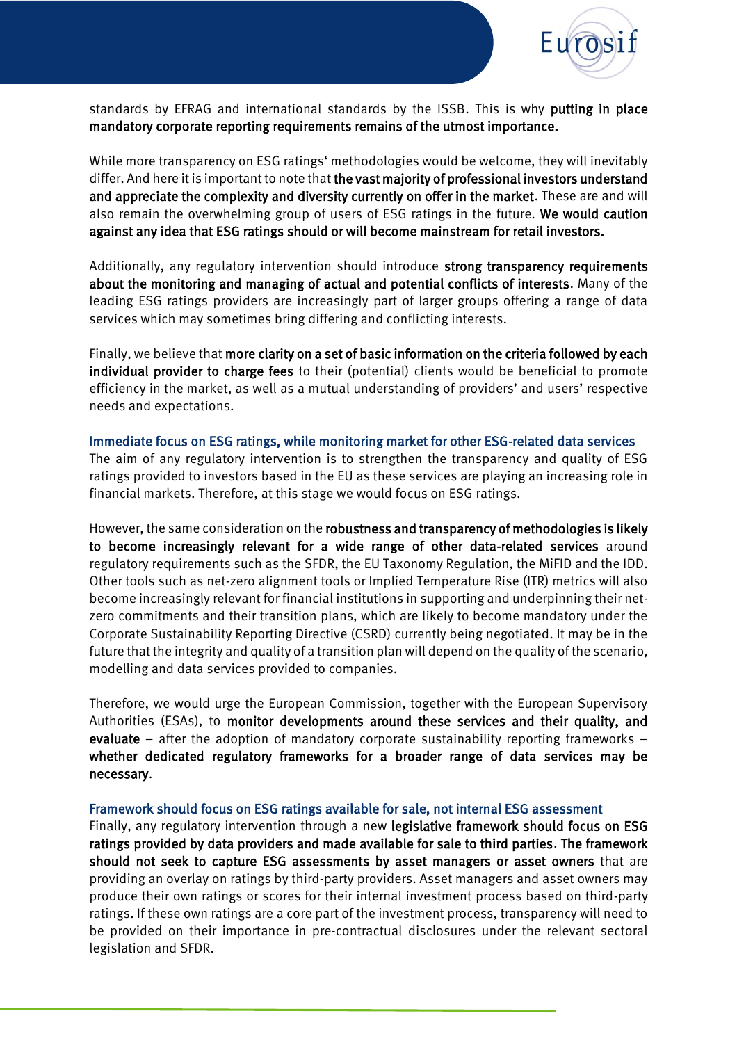standards by EFRAG and international standards by the ISSB. This is why **putting in place mandatory corporate reporting requirements remains of the utmost importance.**

While more transparency on ESG ratings' methodologies would be welcome, they will inevitably differ. And here it is important to note that **the vast majority of professional investors understand and appreciate the complexity and diversity currently on offer in the market**. These are and will also remain the overwhelming group of users of ESG ratings in the future. **We would caution against any idea that ESG ratings should or will become mainstream for retail investors.**

Additionally, any regulatory intervention should introduce **strong transparency requirements about the monitoring and managing of actual and potential conflicts of interests**. Many of the leading ESG ratings providers are increasingly part of larger groups offering a range of data services which may sometimes bring differing and conflicting interests.

Finally, we believe that **more clarity on a set of basic information on the criteria followed by each individual provider to charge fees** to their (potential) clients would be beneficial to promote efficiency in the market, as well as a mutual understanding of providers' and users' respective needs and expectations.

### Immediate focus on ESG ratings, while monitoring market for other ESG-related data services

The aim of any regulatory intervention is to strengthen the transparency and quality of ESG ratings provided to investors based in the EU as these services are playing an increasing role in financial markets. Therefore, at this stage we would focus on ESG ratings.

However, the same consideration on the **robustness and transparency of methodologies is likely to become increasingly relevant for a wide range of other data-related services** around regulatory requirements such as the SFDR, the EU Taxonomy Regulation, the MiFID and the IDD. Other tools such as net-zero alignment tools or Implied Temperature Rise (ITR) metrics will also become increasingly relevant for financial institutions in supporting and underpinning their net-zero commitments and their transition plans, which are likely to become mandatory under the Corporate Sustainability Reporting Directive (CSRD) currently being negotiated. It may be in the future that the integrity and quality of a transition plan will depend on the quality of the scenario, modelling and data services provided to companies.

Therefore, we would urge the European Commission, together with the European Supervisory Authorities (ESAs), to **monitor developments around these services and their quality, and evaluate** – after the adoption of mandatory corporate sustainability reporting frameworks – **whether dedicated regulatory frameworks for a broader range of data services may be necessary**.

### Framework should focus on ESG ratings available for sale, not internal ESG assessment

Finally, any regulatory intervention through a new **legislative framework should focus on ESG ratings provided by data providers and made available for sale to third parties**. **The framework should not seek to capture ESG assessments by asset managers or asset owners** that are providing an overlay on ratings by third-party providers. Asset managers and asset owners may produce their own ratings or scores for their internal investment process based on third-party ratings. If these own ratings are a core part of the investment process, transparency will need to be provided on their importance in pre-contractual disclosures under the relevant sectoral legislation and SFDR.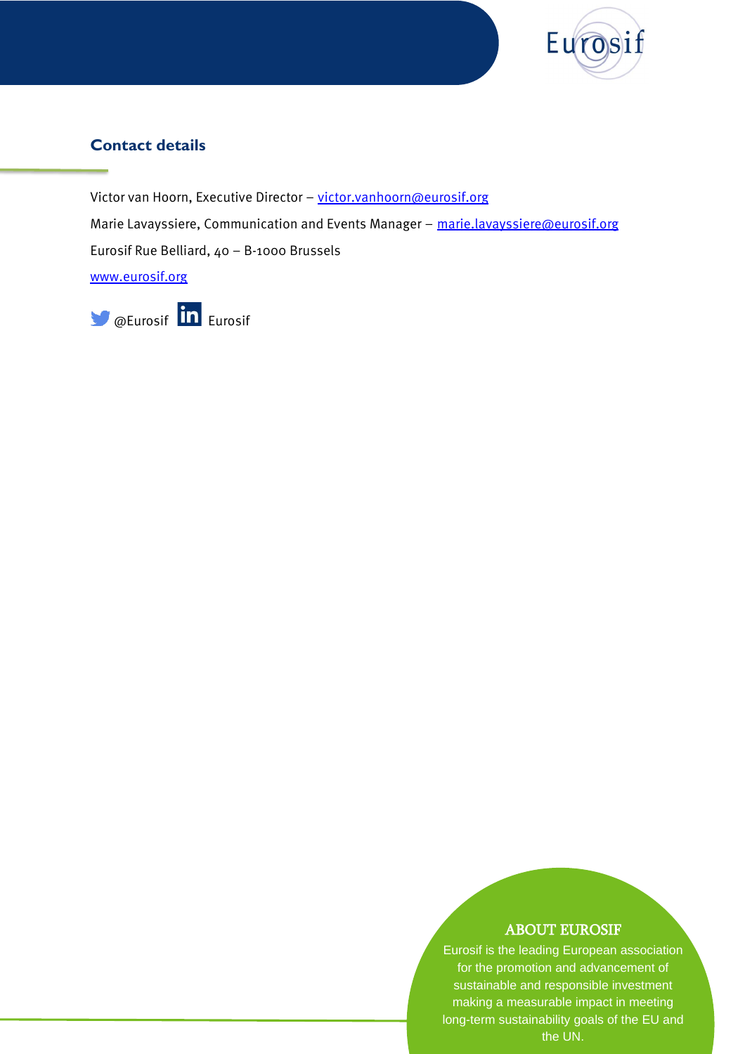## Contact details

Victor van Hoorn, Executive Director – victor.vanhoorn@eurosif.org

Marie Lavayssiere, Communication and Events Manager – marie.lavayssiere@eurosif.org

Eurosif Rue Belliard, 40 – B-1000 Brussels

www.eurosif.org

@Eurosif Eurosif

### ABOUT EUROSIF

Eurosif is the leading European association for the promotion and advancement of sustainable and responsible investment making a measurable impact in meeting long-term sustainability goals of the EU and the UN.